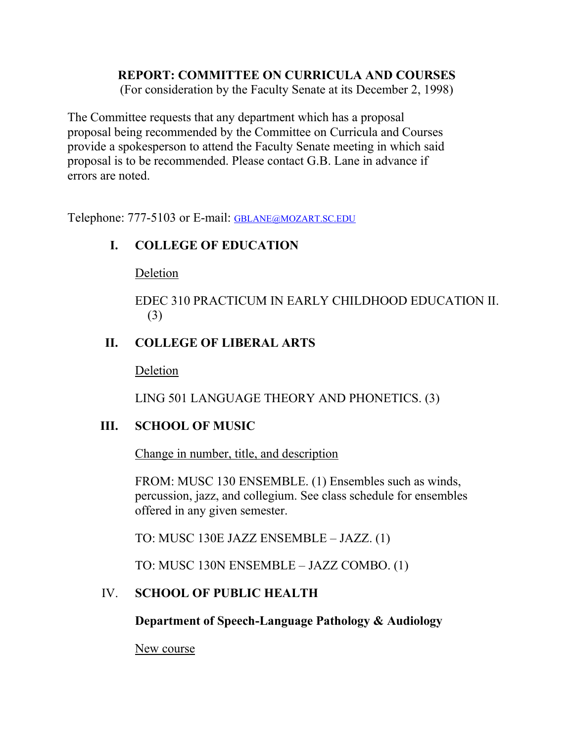# REPORT: COMMITTEE ON CURRICULA AND COURSES

(For consideration by the Faculty Senate at its December 2, 1998)

The Committee requests that any department which has a proposal proposal being recommended by the Committee on Curricula and Courses provide a spokesperson to attend the Faculty Senate meeting in which said proposal is to be recommended. Please contact G.B. Lane in advance if errors are noted.

Telephone: 777-5103 or E-mail: GBLANE@MOZART.SC.EDU

## I. COLLEGE OF EDUCATION

Deletion

EDEC 310 PRACTICUM IN EARLY CHILDHOOD EDUCATION II. (3)

## II. COLLEGE OF LIBERAL ARTS

Deletion

LING 501 LANGUAGE THEORY AND PHONETICS. (3)

## III. SCHOOL OF MUSIC

Change in number, title, and description

FROM: MUSC 130 ENSEMBLE. (1) Ensembles such as winds, percussion, jazz, and collegium. See class schedule for ensembles offered in any given semester.

TO: MUSC 130E JAZZ ENSEMBLE – JAZZ. (1)

TO: MUSC 130N ENSEMBLE – JAZZ COMBO. (1)

## IV. SCHOOL OF PUBLIC HEALTH

### Department of Speech-Language Pathology & Audiology

New course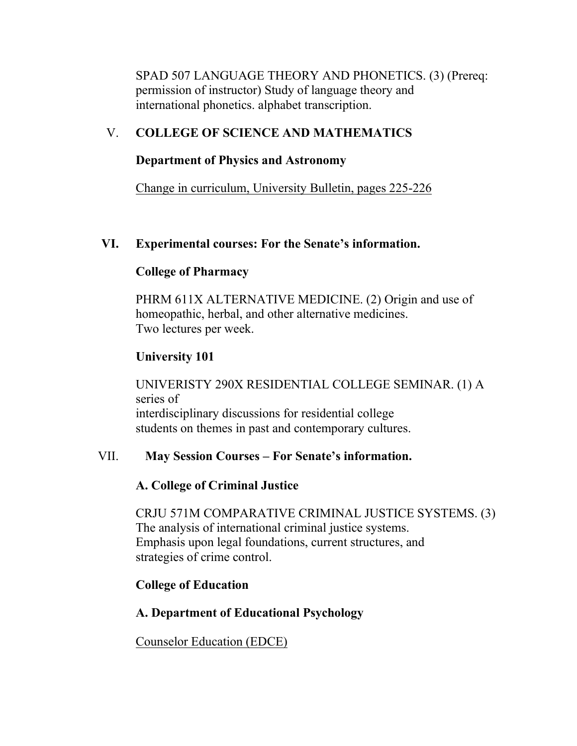SPAD 507 LANGUAGE THEORY AND PHONETICS. (3) (Prereq: permission of instructor) Study of language theory and international phonetics. alphabet transcription.

## V. COLLEGE OF SCIENCE AND MATHEMATICS

### Department of Physics and Astronomy

Change in curriculum, University Bulletin, pages 225-226

## VI. Experimental courses: For the Senate's information.

### College of Pharmacy

PHRM 611X ALTERNATIVE MEDICINE. (2) Origin and use of homeopathic, herbal, and other alternative medicines. Two lectures per week.

### University 101

UNIVERISTY 290X RESIDENTIAL COLLEGE SEMINAR. (1) A series of interdisciplinary discussions for residential college students on themes in past and contemporary cultures.

## VII. May Session Courses – For Senate's information.

### A. College of Criminal Justice

CRJU 571M COMPARATIVE CRIMINAL JUSTICE SYSTEMS. (3) The analysis of international criminal justice systems. Emphasis upon legal foundations, current structures, and strategies of crime control.

### College of Education

### A. Department of Educational Psychology

Counselor Education (EDCE)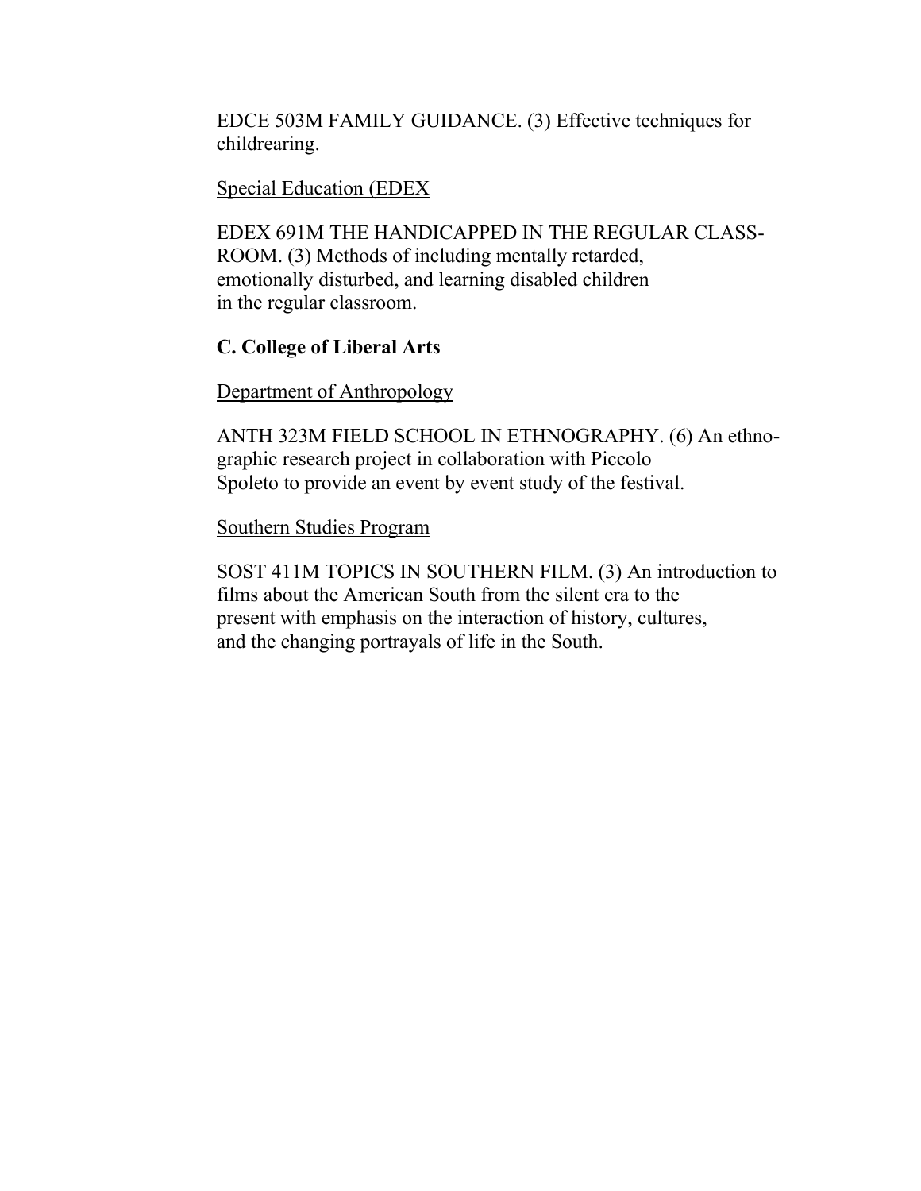EDCE 503M FAMILY GUIDANCE. (3) Effective techniques for childrearing.

<u>Special Education (EDEX</u>

EDEX 691M THE HANDICAPPED IN THE REGULAR CLASSROOM. (3) Methods of including mentally retarded, emotionally disturbed, and learning disabled children in the regular classroom.

**C. College of Liberal Arts**

<u>Department of Anthropology</u>

ANTH 323M FIELD SCHOOL IN ETHNOGRAPHY. (6) An ethnographic research project in collaboration with Piccolo Spoleto to provide an event by event study of the festival.

<u>Southern Studies Program</u>

SOST 411M TOPICS IN SOUTHERN FILM. (3) An introduction to films about the American South from the silent era to the present with emphasis on the interaction of history, cultures, and the changing portrayals of life in the South.